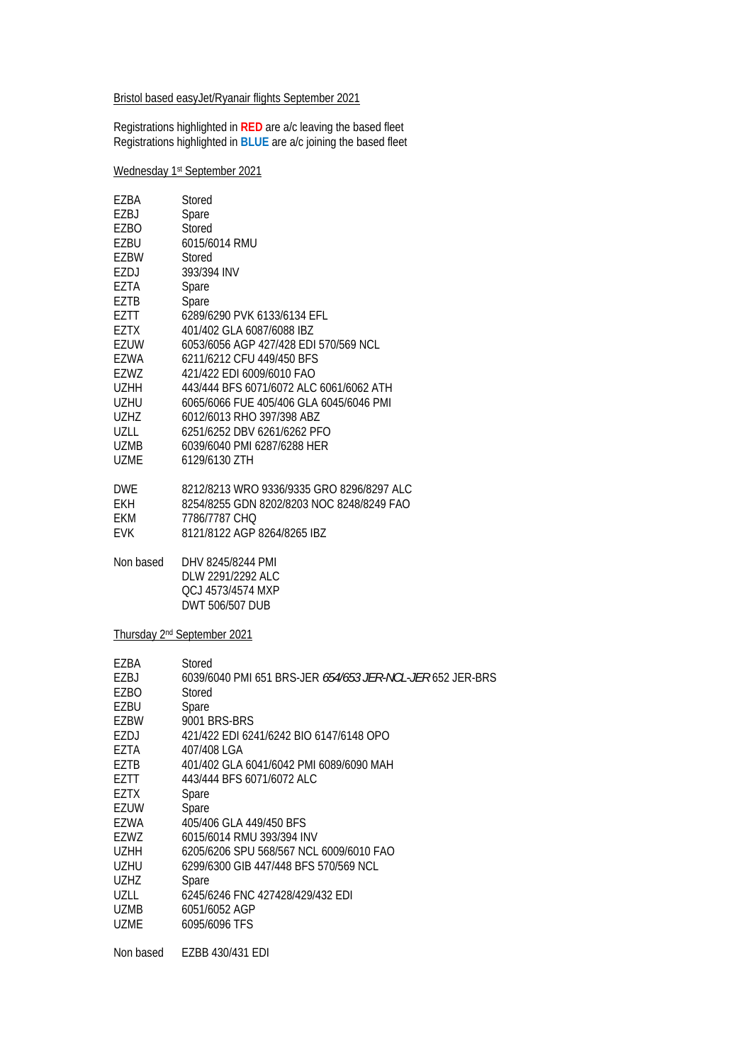Bristol based easyJet/Ryanair flights September 2021

Registrations highlighted in **RED** are a/c leaving the based fleet
Registrations highlighted in **BLUE** are a/c joining the based fleet

## Wednesday 1st September 2021

| | |
|---|---|
| EZBA | Stored |
| EZBJ | Spare |
| EZBO | Stored |
| EZBU | 6015/6014 RMU |
| EZBW | Stored |
| EZDJ | 393/394 INV |
| EZTA | Spare |
| EZTB | Spare |
| EZTT | 6289/6290 PVK 6133/6134 EFL |
| EZTX | 401/402 GLA 6087/6088 IBZ |
| EZUW | 6053/6056 AGP 427/428 EDI 570/569 NCL |
| EZWA | 6211/6212 CFU 449/450 BFS |
| EZWZ | 421/422 EDI 6009/6010 FAO |
| UZHH | 443/444 BFS 6071/6072 ALC 6061/6062 ATH |
| UZHU | 6065/6066 FUE 405/406 GLA 6045/6046 PMI |
| UZHZ | 6012/6013 RHO 397/398 ABZ |
| UZLL | 6251/6252 DBV 6261/6262 PFO |
| UZMB | 6039/6040 PMI 6287/6288 HER |
| UZME | 6129/6130 ZTH |
| | |
| DWE | 8212/8213 WRO 9336/9335 GRO 8296/8297 ALC |
| EKH | 8254/8255 GDN 8202/8203 NOC 8248/8249 FAO |
| EKM | 7786/7787 CHQ |
| EVK | 8121/8122 AGP 8264/8265 IBZ |
| | |
| Non based | DHV 8245/8244 PMI |
| | DLW 2291/2292 ALC |
| | QCJ 4573/4574 MXP |
| | DWT 506/507 DUB |

## Thursday 2nd September 2021

| | |
|---|---|
| EZBA | Stored |
| EZBJ | 6039/6040 PMI 651 BRS-JER *654/653 JER-NCL-JER* 652 JER-BRS |
| EZBO | Stored |
| EZBU | Spare |
| EZBW | 9001 BRS-BRS |
| EZDJ | 421/422 EDI 6241/6242 BIO 6147/6148 OPO |
| EZTA | 407/408 LGA |
| EZTB | 401/402 GLA 6041/6042 PMI 6089/6090 MAH |
| EZTT | 443/444 BFS 6071/6072 ALC |
| EZTX | Spare |
| EZUW | Spare |
| EZWA | 405/406 GLA 449/450 BFS |
| EZWZ | 6015/6014 RMU 393/394 INV |
| UZHH | 6205/6206 SPU 568/567 NCL 6009/6010 FAO |
| UZHU | 6299/6300 GIB 447/448 BFS 570/569 NCL |
| UZHZ | Spare |
| UZLL | 6245/6246 FNC 427428/429/432 EDI |
| UZMB | 6051/6052 AGP |
| UZME | 6095/6096 TFS |
| | |
| Non based | EZBB 430/431 EDI |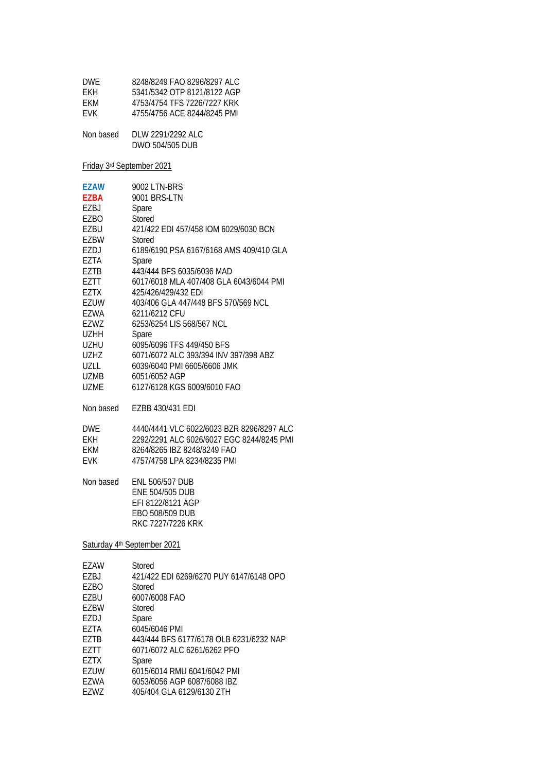| | |
|---|---|
| DWE | 8248/8249 FAO 8296/8297 ALC |
| EKH | 5341/5342 OTP 8121/8122 AGP |
| EKM | 4753/4754 TFS 7226/7227 KRK |
| EVK | 4755/4756 ACE 8244/8245 PMI |

Non based DLW 2291/2292 ALC
DWO 504/505 DUB

Friday 3rd September 2021

| | |
|---|---|
| **EZAW** | 9002 LTN-BRS |
| **EZBA** | 9001 BRS-LTN |
| EZBJ | Spare |
| EZBO | Stored |
| EZBU | 421/422 EDI 457/458 IOM 6029/6030 BCN |
| EZBW | Stored |
| EZDJ | 6189/6190 PSA 6167/6168 AMS 409/410 GLA |
| EZTA | Spare |
| EZTB | 443/444 BFS 6035/6036 MAD |
| EZTT | 6017/6018 MLA 407/408 GLA 6043/6044 PMI |
| EZTX | 425/426/429/432 EDI |
| EZUW | 403/406 GLA 447/448 BFS 570/569 NCL |
| EZWA | 6211/6212 CFU |
| EZWZ | 6253/6254 LIS 568/567 NCL |
| UZHH | Spare |
| UZHU | 6095/6096 TFS 449/450 BFS |
| UZHZ | 6071/6072 ALC 393/394 INV 397/398 ABZ |
| UZLL | 6039/6040 PMI 6605/6606 JMK |
| UZMB | 6051/6052 AGP |
| UZME | 6127/6128 KGS 6009/6010 FAO |

Non based EZBB 430/431 EDI

| | |
|---|---|
| DWE | 4440/4441 VLC 6022/6023 BZR 8296/8297 ALC |
| EKH | 2292/2291 ALC 6026/6027 EGC 8244/8245 PMI |
| EKM | 8264/8265 IBZ 8248/8249 FAO |
| EVK | 4757/4758 LPA 8234/8235 PMI |

Non based ENL 506/507 DUB
ENE 504/505 DUB
EFI 8122/8121 AGP
EBO 508/509 DUB
RKC 7227/7226 KRK

Saturday 4th September 2021

| | |
|---|---|
| EZAW | Stored |
| EZBJ | 421/422 EDI 6269/6270 PUY 6147/6148 OPO |
| EZBO | Stored |
| EZBU | 6007/6008 FAO |
| EZBW | Stored |
| EZDJ | Spare |
| EZTA | 6045/6046 PMI |
| EZTB | 443/444 BFS 6177/6178 OLB 6231/6232 NAP |
| EZTT | 6071/6072 ALC 6261/6262 PFO |
| EZTX | Spare |
| EZUW | 6015/6014 RMU 6041/6042 PMI |
| EZWA | 6053/6056 AGP 6087/6088 IBZ |
| EZWZ | 405/404 GLA 6129/6130 ZTH |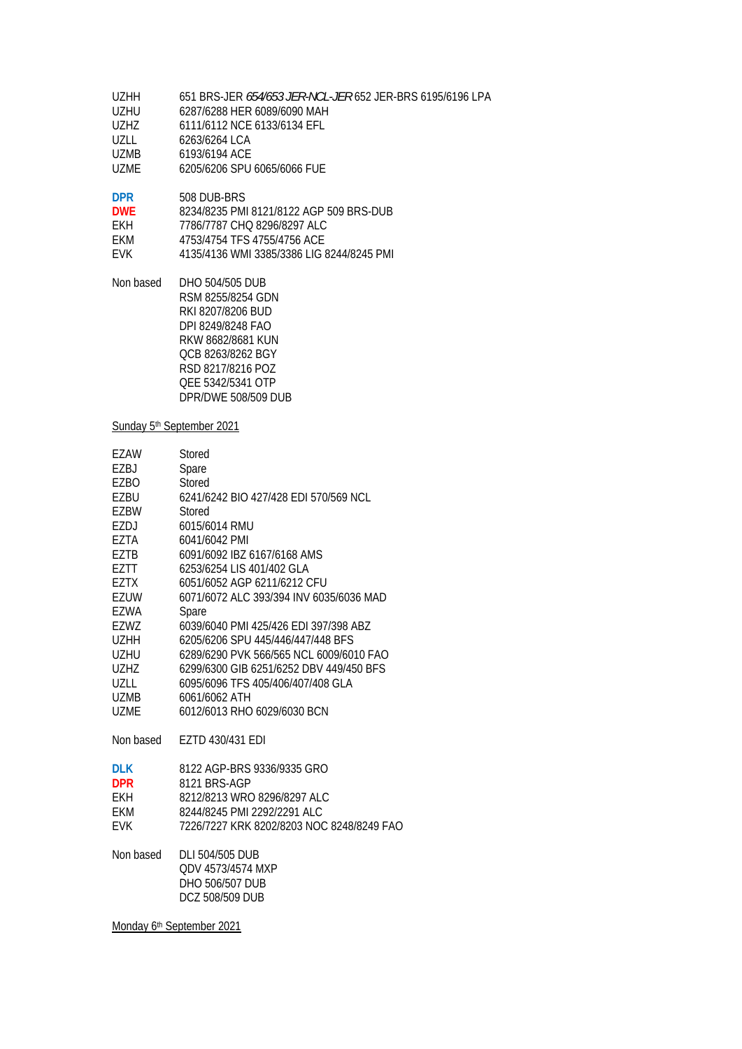| | |
|---|---|
| UZHH | 651 BRS-JER *654/653 JER-NCL-JER* 652 JER-BRS 6195/6196 LPA |
| UZHU | 6287/6288 HER 6089/6090 MAH |
| UZHZ | 6111/6112 NCE 6133/6134 EFL |
| UZLL | 6263/6264 LCA |
| UZMB | 6193/6194 ACE |
| UZME | 6205/6206 SPU 6065/6066 FUE |

| | |
|---|---|
| **DPR** | 508 DUB-BRS |
| **DWE** | 8234/8235 PMI 8121/8122 AGP 509 BRS-DUB |
| EKH | 7786/7787 CHQ 8296/8297 ALC |
| EKM | 4753/4754 TFS 4755/4756 ACE |
| EVK | 4135/4136 WMI 3385/3386 LIG 8244/8245 PMI |

| | |
|---|---|
| Non based | DHO 504/505 DUB |
| | RSM 8255/8254 GDN |
| | RKI 8207/8206 BUD |
| | DPI 8249/8248 FAO |
| | RKW 8682/8681 KUN |
| | QCB 8263/8262 BGY |
| | RSD 8217/8216 POZ |
| | QEE 5342/5341 OTP |
| | DPR/DWE 508/509 DUB |

Sunday 5th September 2021

| | |
|---|---|
| EZAW | Stored |
| EZBJ | Spare |
| EZBO | Stored |
| EZBU | 6241/6242 BIO 427/428 EDI 570/569 NCL |
| EZBW | Stored |
| EZDJ | 6015/6014 RMU |
| EZTA | 6041/6042 PMI |
| EZTB | 6091/6092 IBZ 6167/6168 AMS |
| EZTT | 6253/6254 LIS 401/402 GLA |
| EZTX | 6051/6052 AGP 6211/6212 CFU |
| EZUW | 6071/6072 ALC 393/394 INV 6035/6036 MAD |
| EZWA | Spare |
| EZWZ | 6039/6040 PMI 425/426 EDI 397/398 ABZ |
| UZHH | 6205/6206 SPU 445/446/447/448 BFS |
| UZHU | 6289/6290 PVK 566/565 NCL 6009/6010 FAO |
| UZHZ | 6299/6300 GIB 6251/6252 DBV 449/450 BFS |
| UZLL | 6095/6096 TFS 405/406/407/408 GLA |
| UZMB | 6061/6062 ATH |
| UZME | 6012/6013 RHO 6029/6030 BCN |

| | |
|---|---|
| Non based | EZTD 430/431 EDI |

| | |
|---|---|
| **DLK** | 8122 AGP-BRS 9336/9335 GRO |
| **DPR** | 8121 BRS-AGP |
| EKH | 8212/8213 WRO 8296/8297 ALC |
| EKM | 8244/8245 PMI 2292/2291 ALC |
| EVK | 7226/7227 KRK 8202/8203 NOC 8248/8249 FAO |

| | |
|---|---|
| Non based | DLI 504/505 DUB |
| | QDV 4573/4574 MXP |
| | DHO 506/507 DUB |
| | DCZ 508/509 DUB |

Monday 6th September 2021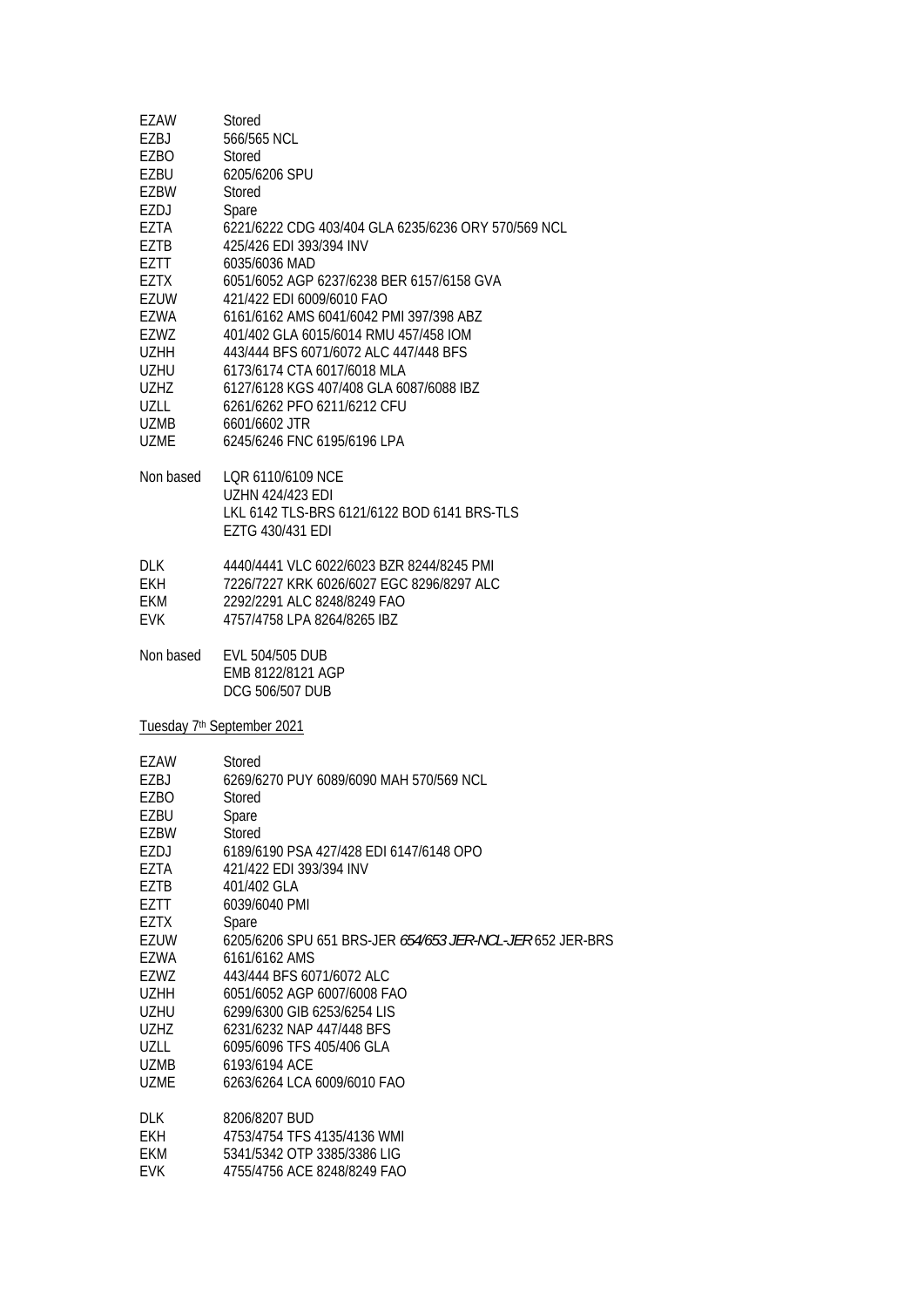| | |
|---|---|
| EZAW | Stored |
| EZBJ | 566/565 NCL |
| EZBO | Stored |
| EZBU | 6205/6206 SPU |
| EZBW | Stored |
| EZDJ | Spare |
| EZTA | 6221/6222 CDG 403/404 GLA 6235/6236 ORY 570/569 NCL |
| EZTB | 425/426 EDI 393/394 INV |
| EZTT | 6035/6036 MAD |
| EZTX | 6051/6052 AGP 6237/6238 BER 6157/6158 GVA |
| EZUW | 421/422 EDI 6009/6010 FAO |
| EZWA | 6161/6162 AMS 6041/6042 PMI 397/398 ABZ |
| EZWZ | 401/402 GLA 6015/6014 RMU 457/458 IOM |
| UZHH | 443/444 BFS 6071/6072 ALC 447/448 BFS |
| UZHU | 6173/6174 CTA 6017/6018 MLA |
| UZHZ | 6127/6128 KGS 407/408 GLA 6087/6088 IBZ |
| UZLL | 6261/6262 PFO 6211/6212 CFU |
| UZMB | 6601/6602 JTR |
| UZME | 6245/6246 FNC 6195/6196 LPA |
| | |
| Non based | LQR 6110/6109 NCE |
| | UZHN 424/423 EDI |
| | LKL 6142 TLS-BRS 6121/6122 BOD 6141 BRS-TLS |
| | EZTG 430/431 EDI |
| | |
| DLK | 4440/4441 VLC 6022/6023 BZR 8244/8245 PMI |
| EKH | 7226/7227 KRK 6026/6027 EGC 8296/8297 ALC |
| EKM | 2292/2291 ALC 8248/8249 FAO |
| EVK | 4757/4758 LPA 8264/8265 IBZ |
| | |
| Non based | EVL 504/505 DUB |
| | EMB 8122/8121 AGP |
| | DCG 506/507 DUB |

Tuesday 7th September 2021

| | |
|---|---|
| EZAW | Stored |
| EZBJ | 6269/6270 PUY 6089/6090 MAH 570/569 NCL |
| EZBO | Stored |
| EZBU | Spare |
| EZBW | Stored |
| EZDJ | 6189/6190 PSA 427/428 EDI 6147/6148 OPO |
| EZTA | 421/422 EDI 393/394 INV |
| EZTB | 401/402 GLA |
| EZTT | 6039/6040 PMI |
| EZTX | Spare |
| EZUW | 6205/6206 SPU 651 BRS-JER *654/653 JER-NCL-JER* 652 JER-BRS |
| EZWA | 6161/6162 AMS |
| EZWZ | 443/444 BFS 6071/6072 ALC |
| UZHH | 6051/6052 AGP 6007/6008 FAO |
| UZHU | 6299/6300 GIB 6253/6254 LIS |
| UZHZ | 6231/6232 NAP 447/448 BFS |
| UZLL | 6095/6096 TFS 405/406 GLA |
| UZMB | 6193/6194 ACE |
| UZME | 6263/6264 LCA 6009/6010 FAO |
| | |
| DLK | 8206/8207 BUD |
| EKH | 4753/4754 TFS 4135/4136 WMI |
| EKM | 5341/5342 OTP 3385/3386 LIG |
| EVK | 4755/4756 ACE 8248/8249 FAO |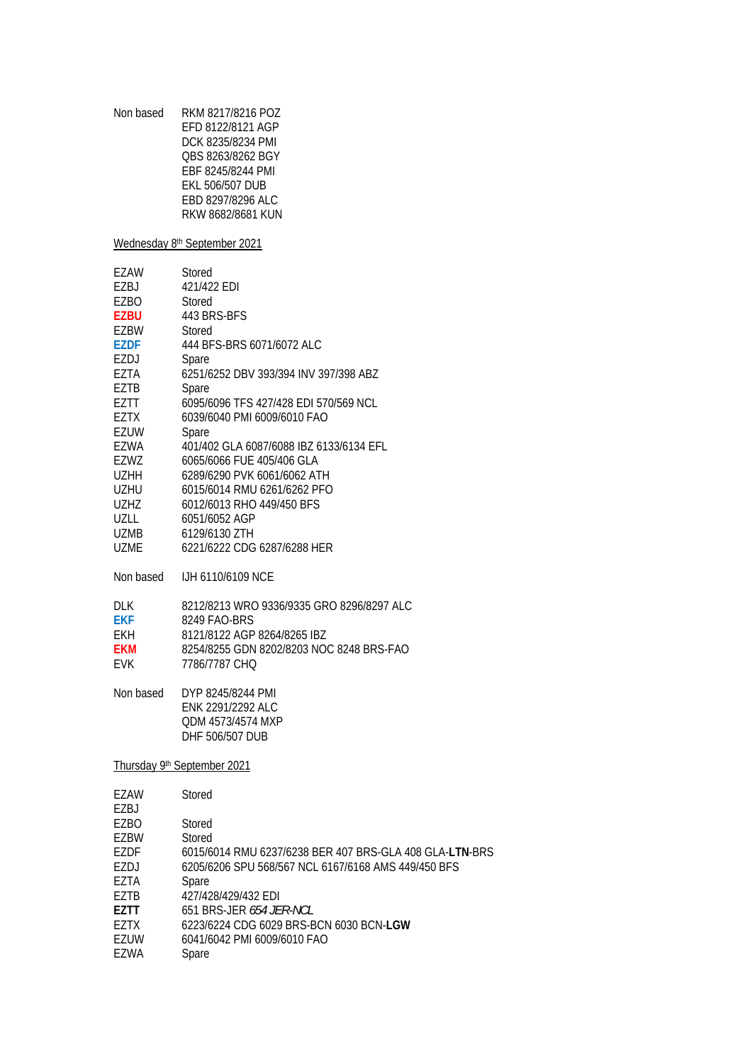| | |
|---|---|
| Non based | RKM 8217/8216 POZ |
| | EFD 8122/8121 AGP |
| | DCK 8235/8234 PMI |
| | QBS 8263/8262 BGY |
| | EBF 8245/8244 PMI |
| | EKL 506/507 DUB |
| | EBD 8297/8296 ALC |
| | RKW 8682/8681 KUN |

Wednesday 8th September 2021

| | |
|---|---|
| EZAW | Stored |
| EZBJ | 421/422 EDI |
| EZBO | Stored |
| **EZBU** | 443 BRS-BFS |
| EZBW | Stored |
| **EZDF** | 444 BFS-BRS 6071/6072 ALC |
| EZDJ | Spare |
| EZTA | 6251/6252 DBV 393/394 INV 397/398 ABZ |
| EZTB | Spare |
| EZTT | 6095/6096 TFS 427/428 EDI 570/569 NCL |
| EZTX | 6039/6040 PMI 6009/6010 FAO |
| EZUW | Spare |
| EZWA | 401/402 GLA 6087/6088 IBZ 6133/6134 EFL |
| EZWZ | 6065/6066 FUE 405/406 GLA |
| UZHH | 6289/6290 PVK 6061/6062 ATH |
| UZHU | 6015/6014 RMU 6261/6262 PFO |
| UZHZ | 6012/6013 RHO 449/450 BFS |
| UZLL | 6051/6052 AGP |
| UZMB | 6129/6130 ZTH |
| UZME | 6221/6222 CDG 6287/6288 HER |

| | |
|---|---|
| Non based | IJH 6110/6109 NCE |

| | |
|---|---|
| DLK | 8212/8213 WRO 9336/9335 GRO 8296/8297 ALC |
| **EKF** | 8249 FAO-BRS |
| EKH | 8121/8122 AGP 8264/8265 IBZ |
| **EKM** | 8254/8255 GDN 8202/8203 NOC 8248 BRS-FAO |
| EVK | 7786/7787 CHQ |

| | |
|---|---|
| Non based | DYP 8245/8244 PMI |
| | ENK 2291/2292 ALC |
| | QDM 4573/4574 MXP |
| | DHF 506/507 DUB |

Thursday 9th September 2021

| | |
|---|---|
| EZAW | Stored |
| EZBJ | |
| EZBO | Stored |
| EZBW | Stored |
| EZDF | 6015/6014 RMU 6237/6238 BER 407 BRS-GLA 408 GLA-**LTN**-BRS |
| EZDJ | 6205/6206 SPU 568/567 NCL 6167/6168 AMS 449/450 BFS |
| EZTA | Spare |
| EZTB | 427/428/429/432 EDI |
| **EZTT** | 651 BRS-JER *654 JER-NCL* |
| EZTX | 6223/6224 CDG 6029 BRS-BCN 6030 BCN-**LGW** |
| EZUW | 6041/6042 PMI 6009/6010 FAO |
| EZWA | Spare |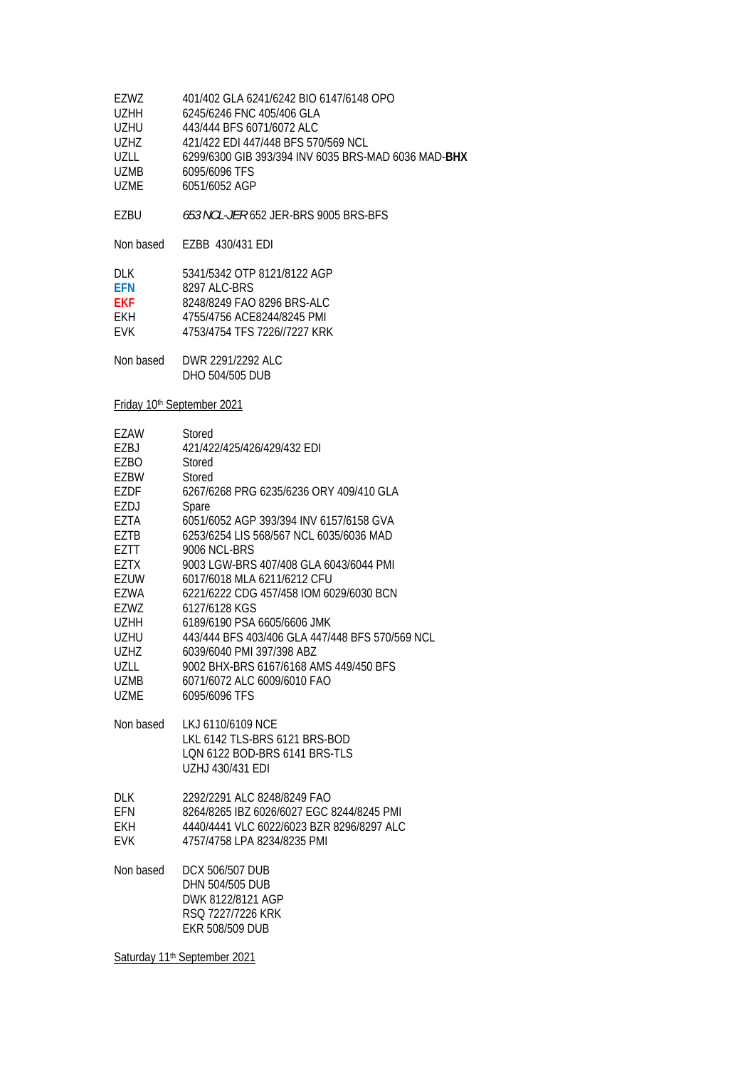| | |
|---|---|
| EZWZ | 401/402 GLA 6241/6242 BIO 6147/6148 OPO |
| UZHH | 6245/6246 FNC 405/406 GLA |
| UZHU | 443/444 BFS 6071/6072 ALC |
| UZHZ | 421/422 EDI 447/448 BFS 570/569 NCL |
| UZLL | 6299/6300 GIB 393/394 INV 6035 BRS-MAD 6036 MAD-**BHX** |
| UZMB | 6095/6096 TFS |
| UZME | 6051/6052 AGP |

EZBU *653 NCL-JER* 652 JER-BRS 9005 BRS-BFS

Non based EZBB 430/431 EDI

| | |
|---|---|
| DLK | 5341/5342 OTP 8121/8122 AGP |
| **EFN** | 8297 ALC-BRS |
| **EKF** | 8248/8249 FAO 8296 BRS-ALC |
| EKH | 4755/4756 ACE8244/8245 PMI |
| EVK | 4753/4754 TFS 7226//7227 KRK |

Non based DWR 2291/2292 ALC
DHO 504/505 DUB

## Friday 10th September 2021

| | |
|---|---|
| EZAW | Stored |
| EZBJ | 421/422/425/426/429/432 EDI |
| EZBO | Stored |
| EZBW | Stored |
| EZDF | 6267/6268 PRG 6235/6236 ORY 409/410 GLA |
| EZDJ | Spare |
| EZTA | 6051/6052 AGP 393/394 INV 6157/6158 GVA |
| EZTB | 6253/6254 LIS 568/567 NCL 6035/6036 MAD |
| EZTT | 9006 NCL-BRS |
| EZTX | 9003 LGW-BRS 407/408 GLA 6043/6044 PMI |
| EZUW | 6017/6018 MLA 6211/6212 CFU |
| EZWA | 6221/6222 CDG 457/458 IOM 6029/6030 BCN |
| EZWZ | 6127/6128 KGS |
| UZHH | 6189/6190 PSA 6605/6606 JMK |
| UZHU | 443/444 BFS 403/406 GLA 447/448 BFS 570/569 NCL |
| UZHZ | 6039/6040 PMI 397/398 ABZ |
| UZLL | 9002 BHX-BRS 6167/6168 AMS 449/450 BFS |
| UZMB | 6071/6072 ALC 6009/6010 FAO |
| UZME | 6095/6096 TFS |

Non based LKJ 6110/6109 NCE
LKL 6142 TLS-BRS 6121 BRS-BOD
LQN 6122 BOD-BRS 6141 BRS-TLS
UZHJ 430/431 EDI

| | |
|---|---|
| DLK | 2292/2291 ALC 8248/8249 FAO |
| EFN | 8264/8265 IBZ 6026/6027 EGC 8244/8245 PMI |
| EKH | 4440/4441 VLC 6022/6023 BZR 8296/8297 ALC |
| EVK | 4757/4758 LPA 8234/8235 PMI |

Non based DCX 506/507 DUB
DHN 504/505 DUB
DWK 8122/8121 AGP
RSQ 7227/7226 KRK
EKR 508/509 DUB

## Saturday 11th September 2021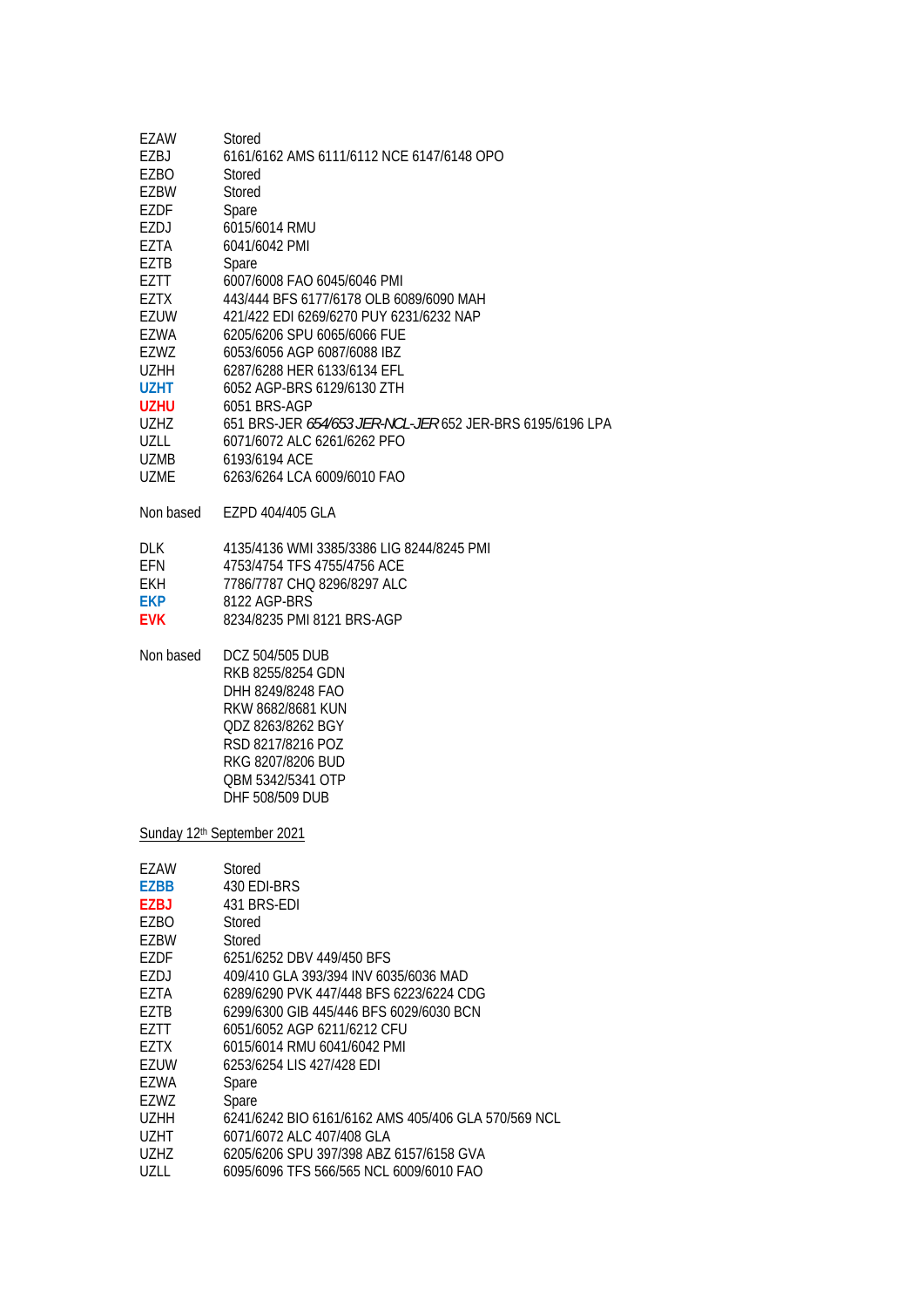| | |
|---|---|
| EZAW | Stored |
| EZBJ | 6161/6162 AMS 6111/6112 NCE 6147/6148 OPO |
| EZBO | Stored |
| EZBW | Stored |
| EZDF | Spare |
| EZDJ | 6015/6014 RMU |
| EZTA | 6041/6042 PMI |
| EZTB | Spare |
| EZTT | 6007/6008 FAO 6045/6046 PMI |
| EZTX | 443/444 BFS 6177/6178 OLB 6089/6090 MAH |
| EZUW | 421/422 EDI 6269/6270 PUY 6231/6232 NAP |
| EZWA | 6205/6206 SPU 6065/6066 FUE |
| EZWZ | 6053/6056 AGP 6087/6088 IBZ |
| UZHH | 6287/6288 HER 6133/6134 EFL |
| **UZHT** | 6052 AGP-BRS 6129/6130 ZTH |
| **UZHU** | 6051 BRS-AGP |
| UZHZ | 651 BRS-JER *654/653 JER-NCL-JER* 652 JER-BRS 6195/6196 LPA |
| UZLL | 6071/6072 ALC 6261/6262 PFO |
| UZMB | 6193/6194 ACE |
| UZME | 6263/6264 LCA 6009/6010 FAO |

Non based EZPD 404/405 GLA

| | |
|---|---|
| DLK | 4135/4136 WMI 3385/3386 LIG 8244/8245 PMI |
| EFN | 4753/4754 TFS 4755/4756 ACE |
| EKH | 7786/7787 CHQ 8296/8297 ALC |
| **EKP** | 8122 AGP-BRS |
| **EVK** | 8234/8235 PMI 8121 BRS-AGP |

Non based DCZ 504/505 DUB
RKB 8255/8254 GDN
DHH 8249/8248 FAO
RKW 8682/8681 KUN
QDZ 8263/8262 BGY
RSD 8217/8216 POZ
RKG 8207/8206 BUD
QBM 5342/5341 OTP
DHF 508/509 DUB

<u>Sunday 12th September 2021</u>

| | |
|---|---|
| EZAW | Stored |
| **EZBB** | 430 EDI-BRS |
| **EZBJ** | 431 BRS-EDI |
| EZBO | Stored |
| EZBW | Stored |
| EZDF | 6251/6252 DBV 449/450 BFS |
| EZDJ | 409/410 GLA 393/394 INV 6035/6036 MAD |
| EZTA | 6289/6290 PVK 447/448 BFS 6223/6224 CDG |
| EZTB | 6299/6300 GIB 445/446 BFS 6029/6030 BCN |
| EZTT | 6051/6052 AGP 6211/6212 CFU |
| EZTX | 6015/6014 RMU 6041/6042 PMI |
| EZUW | 6253/6254 LIS 427/428 EDI |
| EZWA | Spare |
| EZWZ | Spare |
| UZHH | 6241/6242 BIO 6161/6162 AMS 405/406 GLA 570/569 NCL |
| UZHT | 6071/6072 ALC 407/408 GLA |
| UZHZ | 6205/6206 SPU 397/398 ABZ 6157/6158 GVA |
| UZLL | 6095/6096 TFS 566/565 NCL 6009/6010 FAO |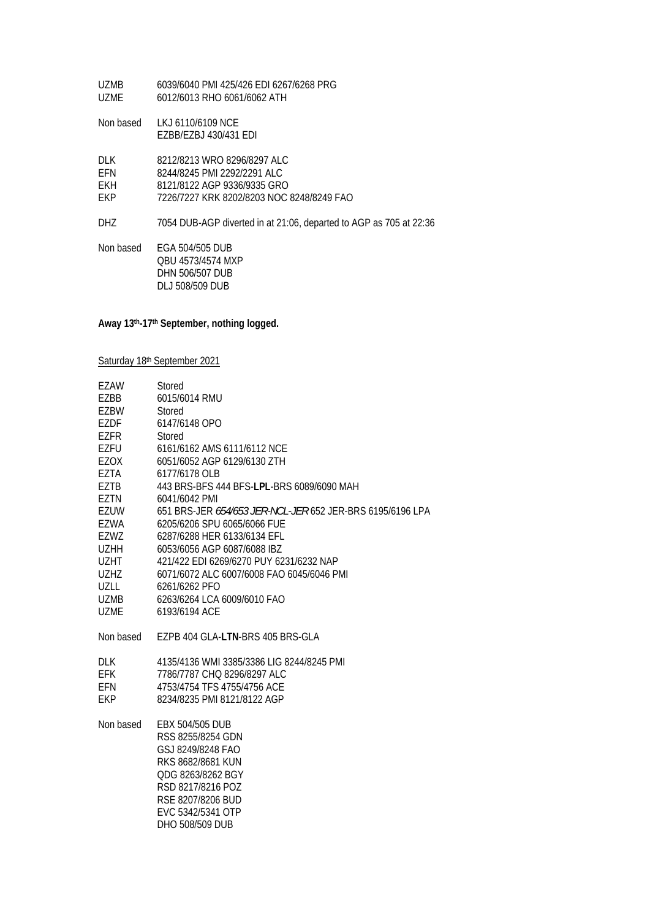| | |
|---|---|
| UZMB | 6039/6040 PMI 425/426 EDI 6267/6268 PRG |
| UZME | 6012/6013 RHO 6061/6062 ATH |

| | |
|---|---|
| Non based | LKJ 6110/6109 NCE |
| | EZBB/EZBJ 430/431 EDI |

| | |
|---|---|
| DLK | 8212/8213 WRO 8296/8297 ALC |
| EFN | 8244/8245 PMI 2292/2291 ALC |
| EKH | 8121/8122 AGP 9336/9335 GRO |
| EKP | 7226/7227 KRK 8202/8203 NOC 8248/8249 FAO |

| | |
|---|---|
| DHZ | 7054 DUB-AGP diverted in at 21:06, departed to AGP as 705 at 22:36 |

| | |
|---|---|
| Non based | EGA 504/505 DUB |
| | QBU 4573/4574 MXP |
| | DHN 506/507 DUB |
| | DLJ 508/509 DUB |

**Away 13th-17th September, nothing logged.**

Saturday 18th September 2021

| | |
|---|---|
| EZAW | Stored |
| EZBB | 6015/6014 RMU |
| EZBW | Stored |
| EZDF | 6147/6148 OPO |
| EZFR | Stored |
| EZFU | 6161/6162 AMS 6111/6112 NCE |
| EZOX | 6051/6052 AGP 6129/6130 ZTH |
| EZTA | 6177/6178 OLB |
| EZTB | 443 BRS-BFS 444 BFS-**LPL**-BRS 6089/6090 MAH |
| EZTN | 6041/6042 PMI |
| EZUW | 651 BRS-JER *654/653 JER-NCL-JER* 652 JER-BRS 6195/6196 LPA |
| EZWA | 6205/6206 SPU 6065/6066 FUE |
| EZWZ | 6287/6288 HER 6133/6134 EFL |
| UZHH | 6053/6056 AGP 6087/6088 IBZ |
| UZHT | 421/422 EDI 6269/6270 PUY 6231/6232 NAP |
| UZHZ | 6071/6072 ALC 6007/6008 FAO 6045/6046 PMI |
| UZLL | 6261/6262 PFO |
| UZMB | 6263/6264 LCA 6009/6010 FAO |
| UZME | 6193/6194 ACE |

| | |
|---|---|
| Non based | EZPB 404 GLA-**LTN**-BRS 405 BRS-GLA |

| | |
|---|---|
| DLK | 4135/4136 WMI 3385/3386 LIG 8244/8245 PMI |
| EFK | 7786/7787 CHQ 8296/8297 ALC |
| EFN | 4753/4754 TFS 4755/4756 ACE |
| EKP | 8234/8235 PMI 8121/8122 AGP |

| | |
|---|---|
| Non based | EBX 504/505 DUB |
| | RSS 8255/8254 GDN |
| | GSJ 8249/8248 FAO |
| | RKS 8682/8681 KUN |
| | QDG 8263/8262 BGY |
| | RSD 8217/8216 POZ |
| | RSE 8207/8206 BUD |
| | EVC 5342/5341 OTP |
| | DHO 508/509 DUB |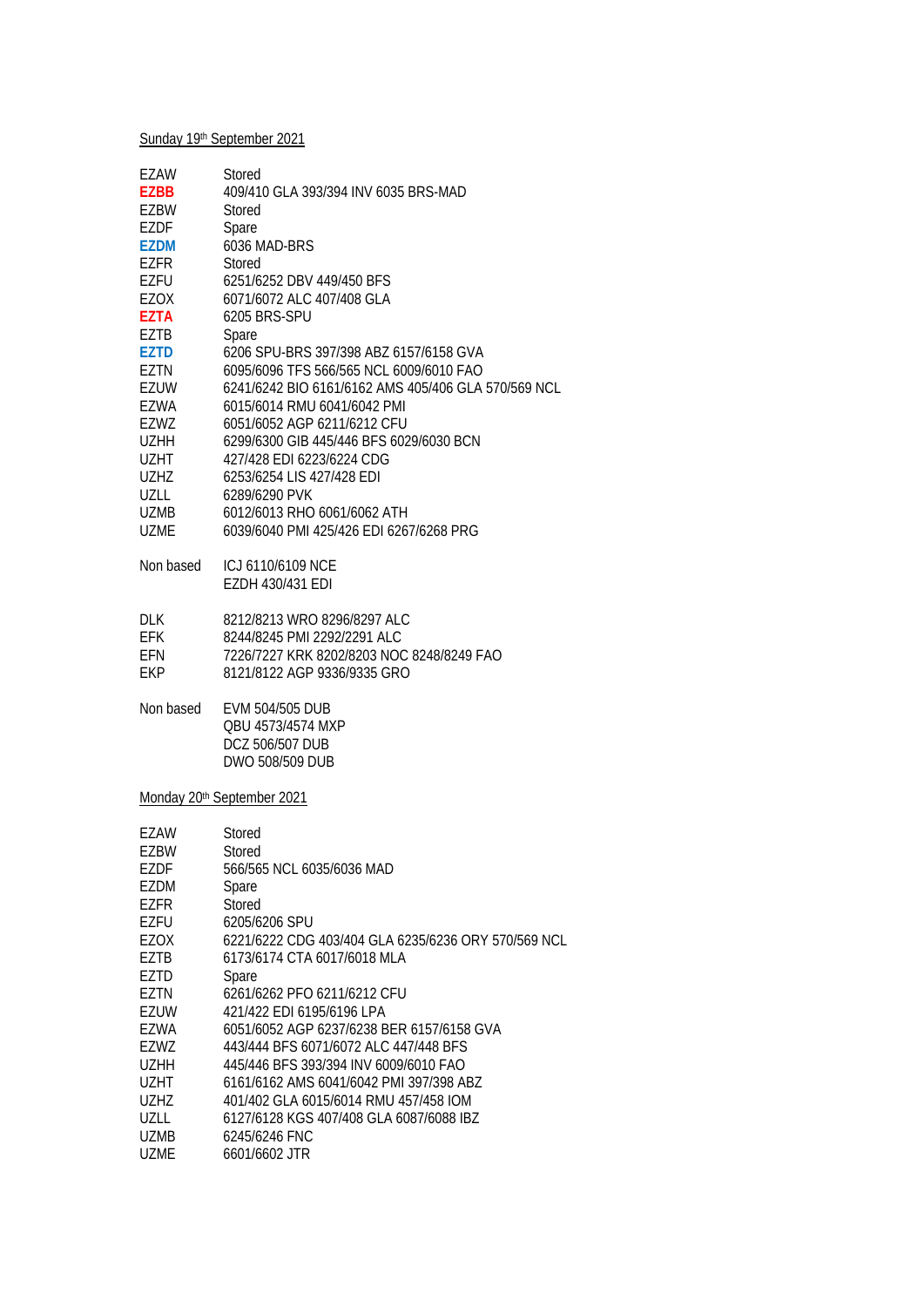Sunday 19th September 2021

| | |
|---|---|
| EZAW | Stored |
| **EZBB** | 409/410 GLA 393/394 INV 6035 BRS-MAD |
| EZBW | Stored |
| EZDF | Spare |
| **EZDM** | 6036 MAD-BRS |
| EZFR | Stored |
| EZFU | 6251/6252 DBV 449/450 BFS |
| EZOX | 6071/6072 ALC 407/408 GLA |
| **EZTA** | 6205 BRS-SPU |
| EZTB | Spare |
| **EZTD** | 6206 SPU-BRS 397/398 ABZ 6157/6158 GVA |
| EZTN | 6095/6096 TFS 566/565 NCL 6009/6010 FAO |
| EZUW | 6241/6242 BIO 6161/6162 AMS 405/406 GLA 570/569 NCL |
| EZWA | 6015/6014 RMU 6041/6042 PMI |
| EZWZ | 6051/6052 AGP 6211/6212 CFU |
| UZHH | 6299/6300 GIB 445/446 BFS 6029/6030 BCN |
| UZHT | 427/428 EDI 6223/6224 CDG |
| UZHZ | 6253/6254 LIS 427/428 EDI |
| UZLL | 6289/6290 PVK |
| UZMB | 6012/6013 RHO 6061/6062 ATH |
| UZME | 6039/6040 PMI 425/426 EDI 6267/6268 PRG |

| | |
|---|---|
| Non based | ICJ 6110/6109 NCE |
| | EZDH 430/431 EDI |

| | |
|---|---|
| DLK | 8212/8213 WRO 8296/8297 ALC |
| EFK | 8244/8245 PMI 2292/2291 ALC |
| EFN | 7226/7227 KRK 8202/8203 NOC 8248/8249 FAO |
| EKP | 8121/8122 AGP 9336/9335 GRO |

| | |
|---|---|
| Non based | EVM 504/505 DUB |
| | QBU 4573/4574 MXP |
| | DCZ 506/507 DUB |
| | DWO 508/509 DUB |

Monday 20th September 2021

| | |
|---|---|
| EZAW | Stored |
| EZBW | Stored |
| EZDF | 566/565 NCL 6035/6036 MAD |
| EZDM | Spare |
| EZFR | Stored |
| EZFU | 6205/6206 SPU |
| EZOX | 6221/6222 CDG 403/404 GLA 6235/6236 ORY 570/569 NCL |
| EZTB | 6173/6174 CTA 6017/6018 MLA |
| EZTD | Spare |
| EZTN | 6261/6262 PFO 6211/6212 CFU |
| EZUW | 421/422 EDI 6195/6196 LPA |
| EZWA | 6051/6052 AGP 6237/6238 BER 6157/6158 GVA |
| EZWZ | 443/444 BFS 6071/6072 ALC 447/448 BFS |
| UZHH | 445/446 BFS 393/394 INV 6009/6010 FAO |
| UZHT | 6161/6162 AMS 6041/6042 PMI 397/398 ABZ |
| UZHZ | 401/402 GLA 6015/6014 RMU 457/458 IOM |
| UZLL | 6127/6128 KGS 407/408 GLA 6087/6088 IBZ |
| UZMB | 6245/6246 FNC |
| UZME | 6601/6602 JTR |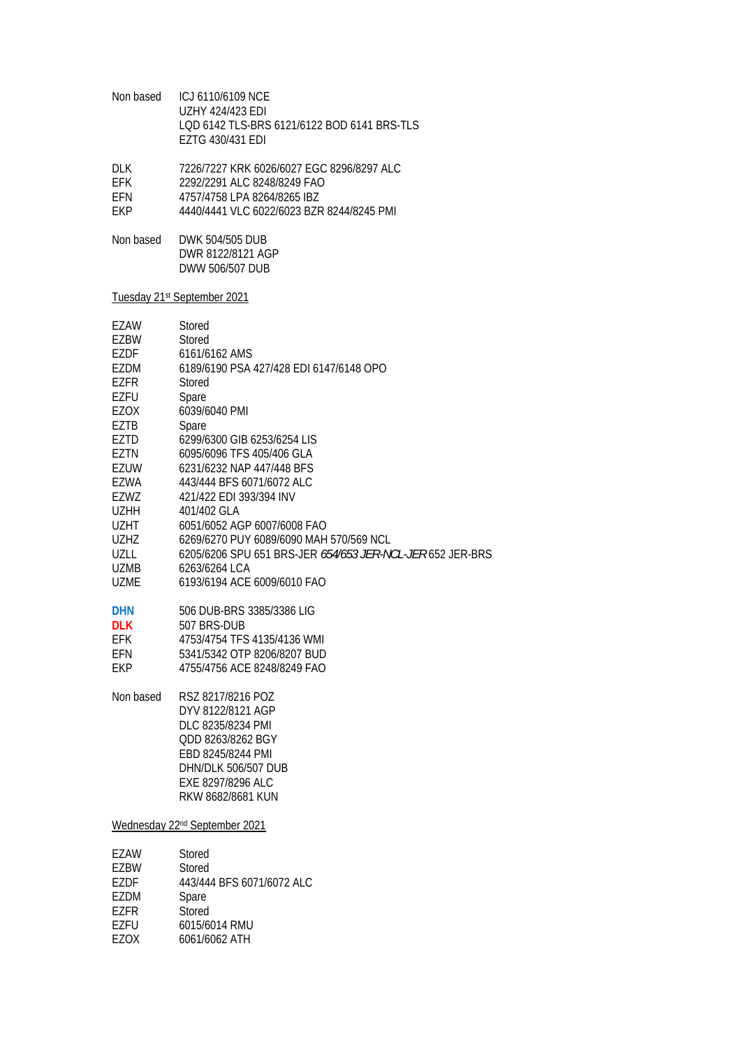Non based ICJ 6110/6109 NCE
UZHY 424/423 EDI
LQD 6142 TLS-BRS 6121/6122 BOD 6141 BRS-TLS
EZTG 430/431 EDI

DLK 7226/7227 KRK 6026/6027 EGC 8296/8297 ALC
EFK 2292/2291 ALC 8248/8249 FAO
EFN 4757/4758 LPA 8264/8265 IBZ
EKP 4440/4441 VLC 6022/6023 BZR 8244/8245 PMI

Non based DWK 504/505 DUB
DWR 8122/8121 AGP
DWW 506/507 DUB

<u>Tuesday 21st September 2021</u>

EZAW Stored
EZBW Stored
EZDF 6161/6162 AMS
EZDM 6189/6190 PSA 427/428 EDI 6147/6148 OPO
EZFR Stored
EZFU Spare
EZOX 6039/6040 PMI
EZTB Spare
EZTD 6299/6300 GIB 6253/6254 LIS
EZTN 6095/6096 TFS 405/406 GLA
EZUW 6231/6232 NAP 447/448 BFS
EZWA 443/444 BFS 6071/6072 ALC
EZWZ 421/422 EDI 393/394 INV
UZHH 401/402 GLA
UZHT 6051/6052 AGP 6007/6008 FAO
UZHZ 6269/6270 PUY 6089/6090 MAH 570/569 NCL
UZLL 6205/6206 SPU 651 BRS-JER *654/653 JER-NCL-JER* 652 JER-BRS
UZMB 6263/6264 LCA
UZME 6193/6194 ACE 6009/6010 FAO

**DHN** 506 DUB-BRS 3385/3386 LIG
**DLK** 507 BRS-DUB
EFK 4753/4754 TFS 4135/4136 WMI
EFN 5341/5342 OTP 8206/8207 BUD
EKP 4755/4756 ACE 8248/8249 FAO

Non based RSZ 8217/8216 POZ
DYV 8122/8121 AGP
DLC 8235/8234 PMI
QDD 8263/8262 BGY
EBD 8245/8244 PMI
DHN/DLK 506/507 DUB
EXE 8297/8296 ALC
RKW 8682/8681 KUN

<u>Wednesday 22nd September 2021</u>

EZAW Stored
EZBW Stored
EZDF 443/444 BFS 6071/6072 ALC
EZDM Spare
EZFR Stored
EZFU 6015/6014 RMU
EZOX 6061/6062 ATH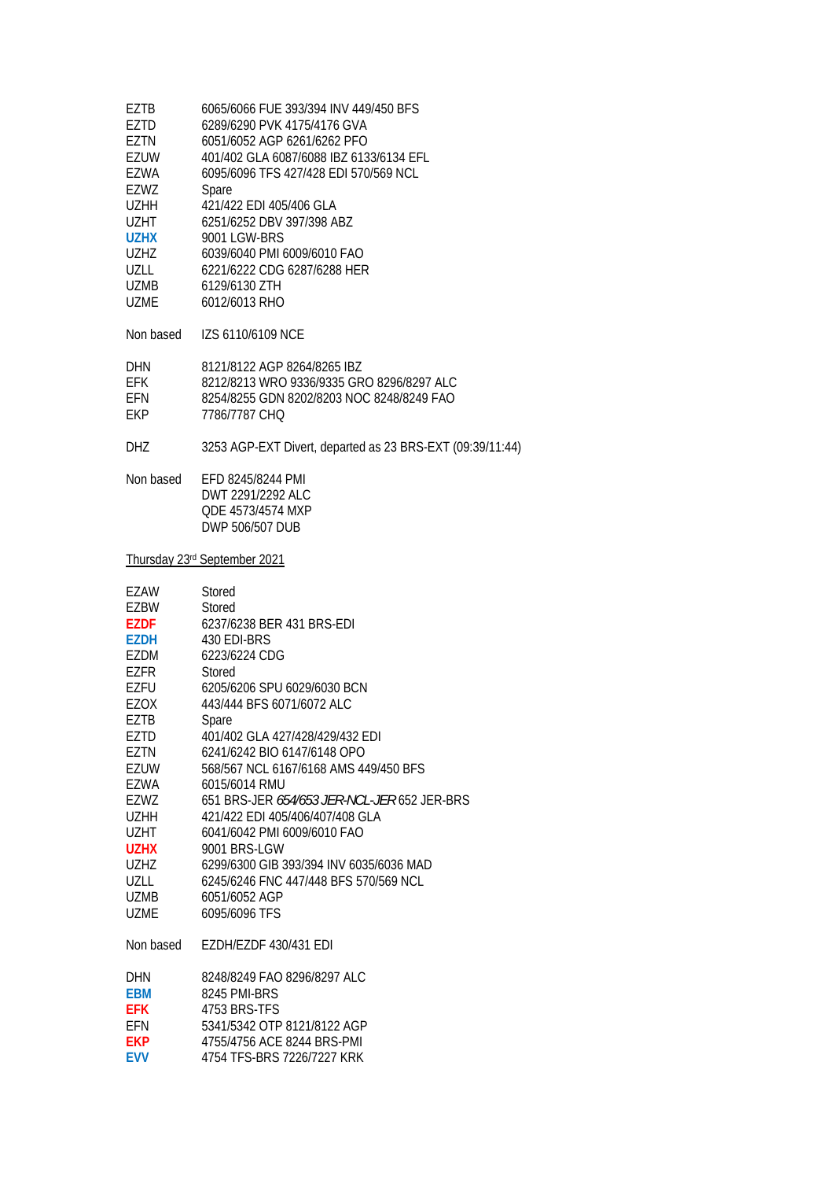| | |
|---|---|
| EZTB | 6065/6066 FUE 393/394 INV 449/450 BFS |
| EZTD | 6289/6290 PVK 4175/4176 GVA |
| EZTN | 6051/6052 AGP 6261/6262 PFO |
| EZUW | 401/402 GLA 6087/6088 IBZ 6133/6134 EFL |
| EZWA | 6095/6096 TFS 427/428 EDI 570/569 NCL |
| EZWZ | Spare |
| UZHH | 421/422 EDI 405/406 GLA |
| UZHT | 6251/6252 DBV 397/398 ABZ |
| **UZHX** | 9001 LGW-BRS |
| UZHZ | 6039/6040 PMI 6009/6010 FAO |
| UZLL | 6221/6222 CDG 6287/6288 HER |
| UZMB | 6129/6130 ZTH |
| UZME | 6012/6013 RHO |

Non based IZS 6110/6109 NCE

| | |
|---|---|
| DHN | 8121/8122 AGP 8264/8265 IBZ |
| EFK | 8212/8213 WRO 9336/9335 GRO 8296/8297 ALC |
| EFN | 8254/8255 GDN 8202/8203 NOC 8248/8249 FAO |
| EKP | 7786/7787 CHQ |

DHZ 3253 AGP-EXT Divert, departed as 23 BRS-EXT (09:39/11:44)

Non based EFD 8245/8244 PMI
DWT 2291/2292 ALC
QDE 4573/4574 MXP
DWP 506/507 DUB

Thursday 23rd September 2021

| | |
|---|---|
| EZAW | Stored |
| EZBW | Stored |
| **EZDF** | 6237/6238 BER 431 BRS-EDI |
| **EZDH** | 430 EDI-BRS |
| EZDM | 6223/6224 CDG |
| EZFR | Stored |
| EZFU | 6205/6206 SPU 6029/6030 BCN |
| EZOX | 443/444 BFS 6071/6072 ALC |
| EZTB | Spare |
| EZTD | 401/402 GLA 427/428/429/432 EDI |
| EZTN | 6241/6242 BIO 6147/6148 OPO |
| EZUW | 568/567 NCL 6167/6168 AMS 449/450 BFS |
| EZWA | 6015/6014 RMU |
| EZWZ | 651 BRS-JER *654/653 JER-NCL-JER* 652 JER-BRS |
| UZHH | 421/422 EDI 405/406/407/408 GLA |
| UZHT | 6041/6042 PMI 6009/6010 FAO |
| **UZHX** | 9001 BRS-LGW |
| UZHZ | 6299/6300 GIB 393/394 INV 6035/6036 MAD |
| UZLL | 6245/6246 FNC 447/448 BFS 570/569 NCL |
| UZMB | 6051/6052 AGP |
| UZME | 6095/6096 TFS |

Non based EZDH/EZDF 430/431 EDI

| | |
|---|---|
| DHN | 8248/8249 FAO 8296/8297 ALC |
| **EBM** | 8245 PMI-BRS |
| **EFK** | 4753 BRS-TFS |
| EFN | 5341/5342 OTP 8121/8122 AGP |
| **EKP** | 4755/4756 ACE 8244 BRS-PMI |
| **EVV** | 4754 TFS-BRS 7226/7227 KRK |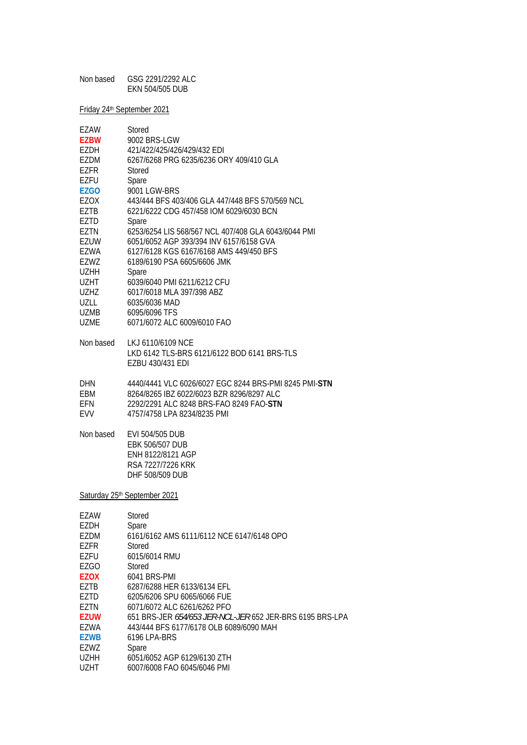| | |
|---|---|
| Non based | GSG 2291/2292 ALC |
| | EKN 504/505 DUB |

Friday 24th September 2021

| | |
|---|---|
| EZAW | Stored |
| **EZBW** | 9002 BRS-LGW |
| EZDH | 421/422/425/426/429/432 EDI |
| EZDM | 6267/6268 PRG 6235/6236 ORY 409/410 GLA |
| EZFR | Stored |
| EZFU | Spare |
| **EZGO** | 9001 LGW-BRS |
| EZOX | 443/444 BFS 403/406 GLA 447/448 BFS 570/569 NCL |
| EZTB | 6221/6222 CDG 457/458 IOM 6029/6030 BCN |
| EZTD | Spare |
| EZTN | 6253/6254 LIS 568/567 NCL 407/408 GLA 6043/6044 PMI |
| EZUW | 6051/6052 AGP 393/394 INV 6157/6158 GVA |
| EZWA | 6127/6128 KGS 6167/6168 AMS 449/450 BFS |
| EZWZ | 6189/6190 PSA 6605/6606 JMK |
| UZHH | Spare |
| UZHT | 6039/6040 PMI 6211/6212 CFU |
| UZHZ | 6017/6018 MLA 397/398 ABZ |
| UZLL | 6035/6036 MAD |
| UZMB | 6095/6096 TFS |
| UZME | 6071/6072 ALC 6009/6010 FAO |

| | |
|---|---|
| Non based | LKJ 6110/6109 NCE |
| | LKD 6142 TLS-BRS 6121/6122 BOD 6141 BRS-TLS |
| | EZBU 430/431 EDI |

| | |
|---|---|
| DHN | 4440/4441 VLC 6026/6027 EGC 8244 BRS-PMI 8245 PMI-**STN** |
| EBM | 8264/8265 IBZ 6022/6023 BZR 8296/8297 ALC |
| EFN | 2292/2291 ALC 8248 BRS-FAO 8249 FAO-**STN** |
| EVV | 4757/4758 LPA 8234/8235 PMI |

| | |
|---|---|
| Non based | EVI 504/505 DUB |
| | EBK 506/507 DUB |
| | ENH 8122/8121 AGP |
| | RSA 7227/7226 KRK |
| | DHF 508/509 DUB |

Saturday 25th September 2021

| | |
|---|---|
| EZAW | Stored |
| EZDH | Spare |
| EZDM | 6161/6162 AMS 6111/6112 NCE 6147/6148 OPO |
| EZFR | Stored |
| EZFU | 6015/6014 RMU |
| EZGO | Stored |
| **EZOX** | 6041 BRS-PMI |
| EZTB | 6287/6288 HER 6133/6134 EFL |
| EZTD | 6205/6206 SPU 6065/6066 FUE |
| EZTN | 6071/6072 ALC 6261/6262 PFO |
| **EZUW** | 651 BRS-JER *654/653 JER-NCL-JER* 652 JER-BRS 6195 BRS-LPA |
| EZWA | 443/444 BFS 6177/6178 OLB 6089/6090 MAH |
| **EZWB** | 6196 LPA-BRS |
| EZWZ | Spare |
| UZHH | 6051/6052 AGP 6129/6130 ZTH |
| UZHT | 6007/6008 FAO 6045/6046 PMI |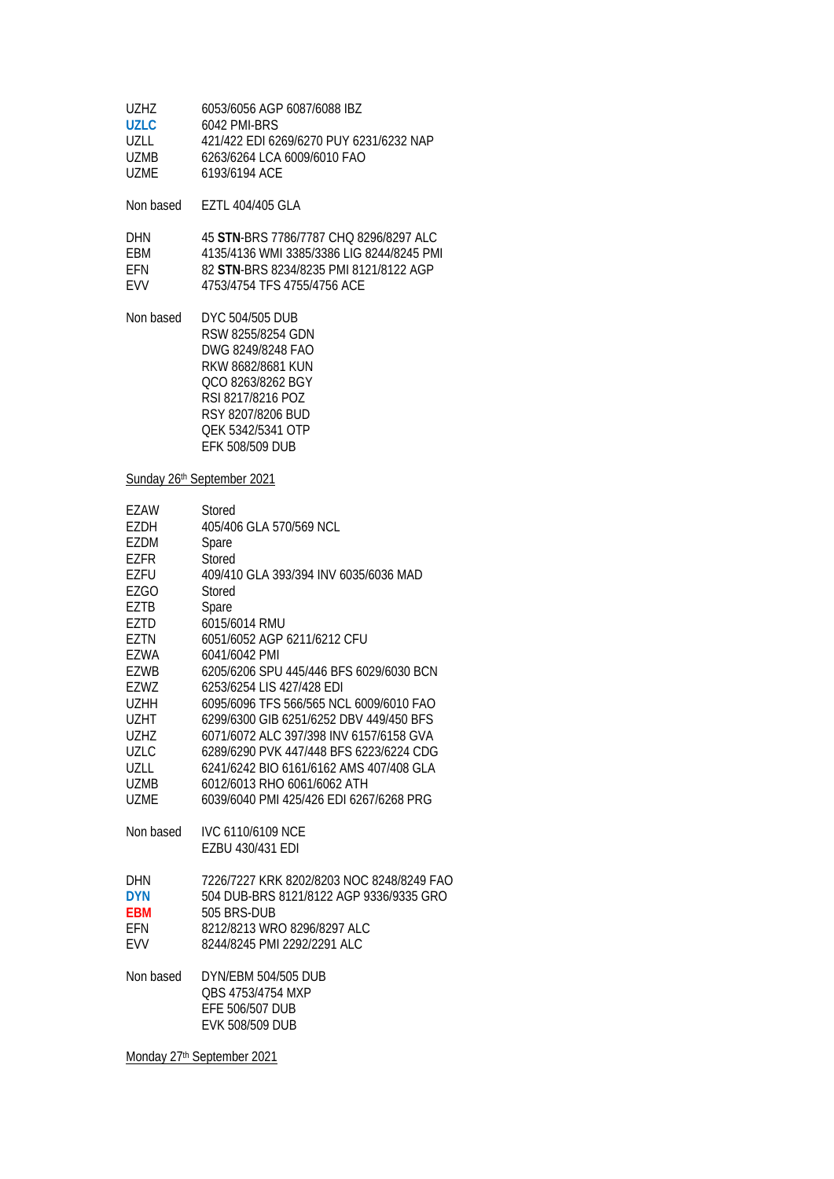| | |
|---|---|
| UZHZ | 6053/6056 AGP 6087/6088 IBZ |
| **UZLC** | 6042 PMI-BRS |
| UZLL | 421/422 EDI 6269/6270 PUY 6231/6232 NAP |
| UZMB | 6263/6264 LCA 6009/6010 FAO |
| UZME | 6193/6194 ACE |

Non based EZTL 404/405 GLA

| | |
|---|---|
| DHN | 45 **STN**-BRS 7786/7787 CHQ 8296/8297 ALC |
| EBM | 4135/4136 WMI 3385/3386 LIG 8244/8245 PMI |
| EFN | 82 **STN**-BRS 8234/8235 PMI 8121/8122 AGP |
| EVV | 4753/4754 TFS 4755/4756 ACE |

Non based DYC 504/505 DUB
RSW 8255/8254 GDN
DWG 8249/8248 FAO
RKW 8682/8681 KUN
QCO 8263/8262 BGY
RSI 8217/8216 POZ
RSY 8207/8206 BUD
QEK 5342/5341 OTP
EFK 508/509 DUB

Sunday 26th September 2021

| | |
|---|---|
| EZAW | Stored |
| EZDH | 405/406 GLA 570/569 NCL |
| EZDM | Spare |
| EZFR | Stored |
| EZFU | 409/410 GLA 393/394 INV 6035/6036 MAD |
| EZGO | Stored |
| EZTB | Spare |
| EZTD | 6015/6014 RMU |
| EZTN | 6051/6052 AGP 6211/6212 CFU |
| EZWA | 6041/6042 PMI |
| EZWB | 6205/6206 SPU 445/446 BFS 6029/6030 BCN |
| EZWZ | 6253/6254 LIS 427/428 EDI |
| UZHH | 6095/6096 TFS 566/565 NCL 6009/6010 FAO |
| UZHT | 6299/6300 GIB 6251/6252 DBV 449/450 BFS |
| UZHZ | 6071/6072 ALC 397/398 INV 6157/6158 GVA |
| UZLC | 6289/6290 PVK 447/448 BFS 6223/6224 CDG |
| UZLL | 6241/6242 BIO 6161/6162 AMS 407/408 GLA |
| UZMB | 6012/6013 RHO 6061/6062 ATH |
| UZME | 6039/6040 PMI 425/426 EDI 6267/6268 PRG |

Non based IVC 6110/6109 NCE
EZBU 430/431 EDI

| | |
|---|---|
| DHN | 7226/7227 KRK 8202/8203 NOC 8248/8249 FAO |
| **DYN** | 504 DUB-BRS 8121/8122 AGP 9336/9335 GRO |
| **EBM** | 505 BRS-DUB |
| EFN | 8212/8213 WRO 8296/8297 ALC |
| EVV | 8244/8245 PMI 2292/2291 ALC |

Non based DYN/EBM 504/505 DUB
QBS 4753/4754 MXP
EFE 506/507 DUB
EVK 508/509 DUB

Monday 27th September 2021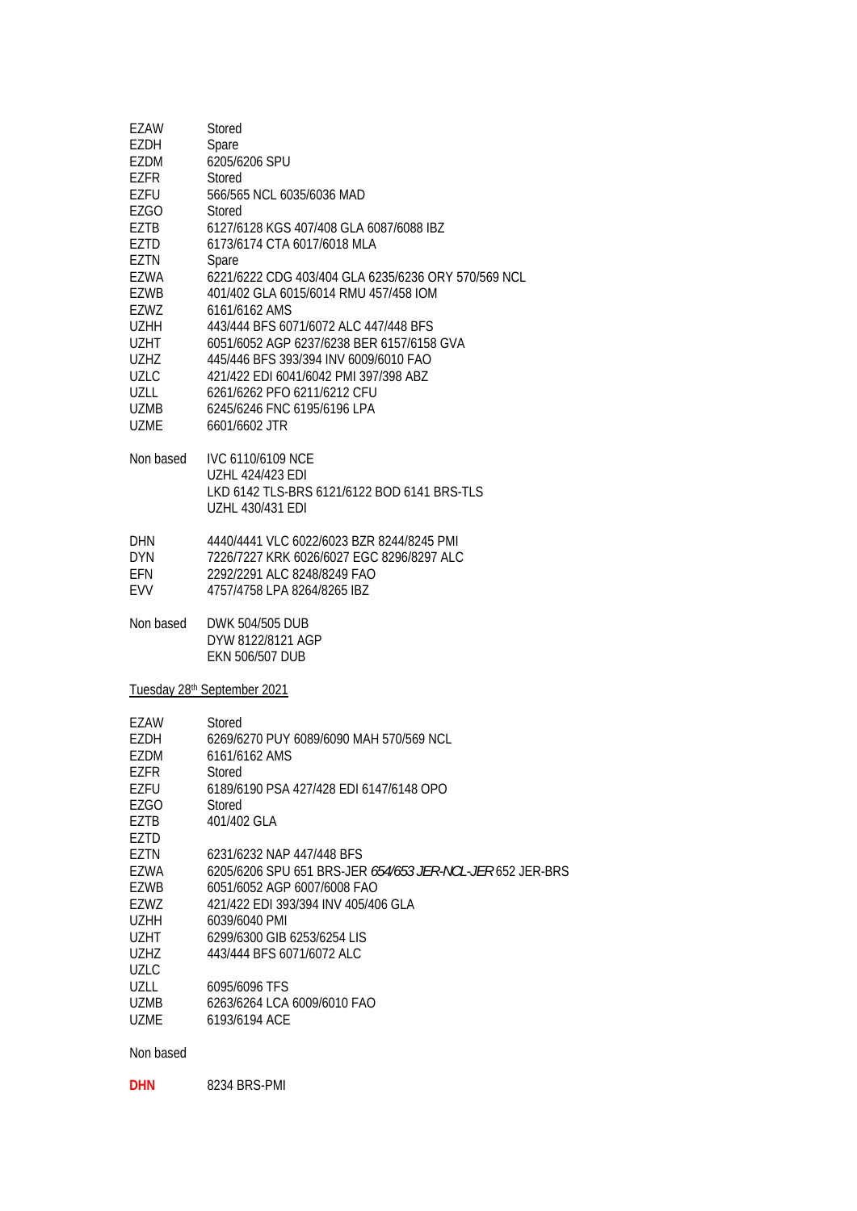| | |
|---|---|
| EZAW | Stored |
| EZDH | Spare |
| EZDM | 6205/6206 SPU |
| EZFR | Stored |
| EZFU | 566/565 NCL 6035/6036 MAD |
| EZGO | Stored |
| EZTB | 6127/6128 KGS 407/408 GLA 6087/6088 IBZ |
| EZTD | 6173/6174 CTA 6017/6018 MLA |
| EZTN | Spare |
| EZWA | 6221/6222 CDG 403/404 GLA 6235/6236 ORY 570/569 NCL |
| EZWB | 401/402 GLA 6015/6014 RMU 457/458 IOM |
| EZWZ | 6161/6162 AMS |
| UZHH | 443/444 BFS 6071/6072 ALC 447/448 BFS |
| UZHT | 6051/6052 AGP 6237/6238 BER 6157/6158 GVA |
| UZHZ | 445/446 BFS 393/394 INV 6009/6010 FAO |
| UZLC | 421/422 EDI 6041/6042 PMI 397/398 ABZ |
| UZLL | 6261/6262 PFO 6211/6212 CFU |
| UZMB | 6245/6246 FNC 6195/6196 LPA |
| UZME | 6601/6602 JTR |

| | |
|---|---|
| Non based | IVC 6110/6109 NCE |
| | UZHL 424/423 EDI |
| | LKD 6142 TLS-BRS 6121/6122 BOD 6141 BRS-TLS |
| | UZHL 430/431 EDI |

| | |
|---|---|
| DHN | 4440/4441 VLC 6022/6023 BZR 8244/8245 PMI |
| DYN | 7226/7227 KRK 6026/6027 EGC 8296/8297 ALC |
| EFN | 2292/2291 ALC 8248/8249 FAO |
| EVV | 4757/4758 LPA 8264/8265 IBZ |

| | |
|---|---|
| Non based | DWK 504/505 DUB |
| | DYW 8122/8121 AGP |
| | EKN 506/507 DUB |

Tuesday 28th September 2021

| | |
|---|---|
| EZAW | Stored |
| EZDH | 6269/6270 PUY 6089/6090 MAH 570/569 NCL |
| EZDM | 6161/6162 AMS |
| EZFR | Stored |
| EZFU | 6189/6190 PSA 427/428 EDI 6147/6148 OPO |
| EZGO | Stored |
| EZTB | 401/402 GLA |
| EZTD | |
| EZTN | 6231/6232 NAP 447/448 BFS |
| EZWA | 6205/6206 SPU 651 BRS-JER *654/653 JER-NCL-JER* 652 JER-BRS |
| EZWB | 6051/6052 AGP 6007/6008 FAO |
| EZWZ | 421/422 EDI 393/394 INV 405/406 GLA |
| UZHH | 6039/6040 PMI |
| UZHT | 6299/6300 GIB 6253/6254 LIS |
| UZHZ | 443/444 BFS 6071/6072 ALC |
| UZLC | |
| UZLL | 6095/6096 TFS |
| UZMB | 6263/6264 LCA 6009/6010 FAO |
| UZME | 6193/6194 ACE |

Non based

**DHN** 8234 BRS-PMI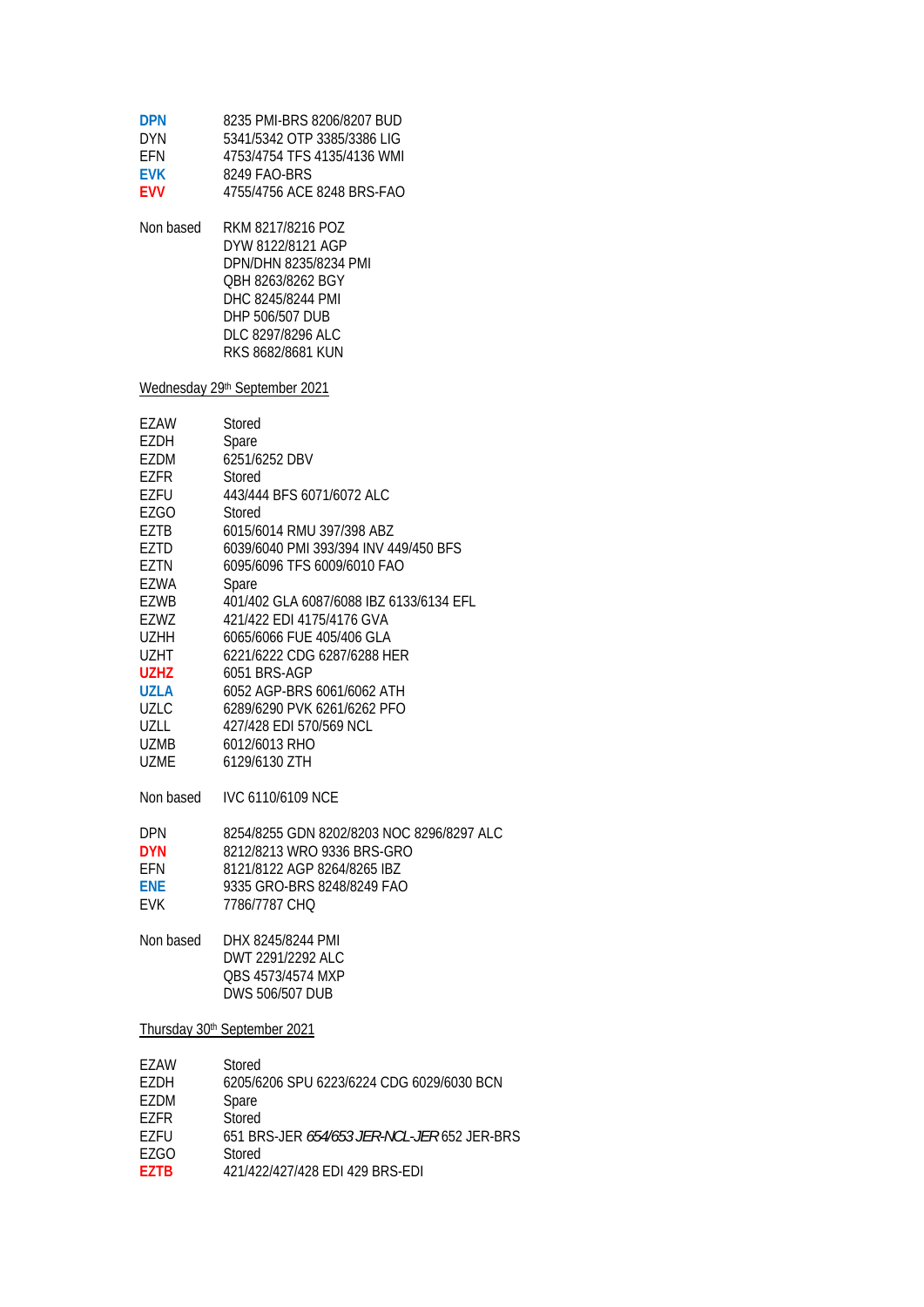| | |
|---|---|
| **DPN** | 8235 PMI-BRS 8206/8207 BUD |
| DYN | 5341/5342 OTP 3385/3386 LIG |
| EFN | 4753/4754 TFS 4135/4136 WMI |
| **EVK** | 8249 FAO-BRS |
| **EVV** | 4755/4756 ACE 8248 BRS-FAO |

| | |
|---|---|
| Non based | RKM 8217/8216 POZ |
| | DYW 8122/8121 AGP |
| | DPN/DHN 8235/8234 PMI |
| | QBH 8263/8262 BGY |
| | DHC 8245/8244 PMI |
| | DHP 506/507 DUB |
| | DLC 8297/8296 ALC |
| | RKS 8682/8681 KUN |

Wednesday 29th September 2021

| | |
|---|---|
| EZAW | Stored |
| EZDH | Spare |
| EZDM | 6251/6252 DBV |
| EZFR | Stored |
| EZFU | 443/444 BFS 6071/6072 ALC |
| EZGO | Stored |
| EZTB | 6015/6014 RMU 397/398 ABZ |
| EZTD | 6039/6040 PMI 393/394 INV 449/450 BFS |
| EZTN | 6095/6096 TFS 6009/6010 FAO |
| EZWA | Spare |
| EZWB | 401/402 GLA 6087/6088 IBZ 6133/6134 EFL |
| EZWZ | 421/422 EDI 4175/4176 GVA |
| UZHH | 6065/6066 FUE 405/406 GLA |
| UZHT | 6221/6222 CDG 6287/6288 HER |
| **UZHZ** | 6051 BRS-AGP |
| **UZLA** | 6052 AGP-BRS 6061/6062 ATH |
| UZLC | 6289/6290 PVK 6261/6262 PFO |
| UZLL | 427/428 EDI 570/569 NCL |
| UZMB | 6012/6013 RHO |
| UZME | 6129/6130 ZTH |

| | |
|---|---|
| Non based | IVC 6110/6109 NCE |

| | |
|---|---|
| DPN | 8254/8255 GDN 8202/8203 NOC 8296/8297 ALC |
| **DYN** | 8212/8213 WRO 9336 BRS-GRO |
| EFN | 8121/8122 AGP 8264/8265 IBZ |
| **ENE** | 9335 GRO-BRS 8248/8249 FAO |
| EVK | 7786/7787 CHQ |

| | |
|---|---|
| Non based | DHX 8245/8244 PMI |
| | DWT 2291/2292 ALC |
| | QBS 4573/4574 MXP |
| | DWS 506/507 DUB |

Thursday 30th September 2021

| | |
|---|---|
| EZAW | Stored |
| EZDH | 6205/6206 SPU 6223/6224 CDG 6029/6030 BCN |
| EZDM | Spare |
| EZFR | Stored |
| EZFU | 651 BRS-JER *654/653 JER-NCL-JER* 652 JER-BRS |
| EZGO | Stored |
| **EZTB** | 421/422/427/428 EDI 429 BRS-EDI |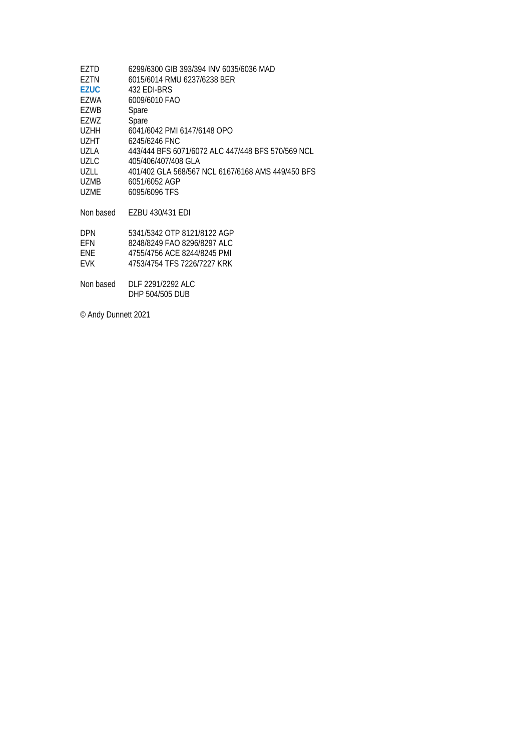| | |
|---|---|
| EZTD | 6299/6300 GIB 393/394 INV 6035/6036 MAD |
| EZTN | 6015/6014 RMU 6237/6238 BER |
| **EZUC** | 432 EDI-BRS |
| EZWA | 6009/6010 FAO |
| EZWB | Spare |
| EZWZ | Spare |
| UZHH | 6041/6042 PMI 6147/6148 OPO |
| UZHT | 6245/6246 FNC |
| UZLA | 443/444 BFS 6071/6072 ALC 447/448 BFS 570/569 NCL |
| UZLC | 405/406/407/408 GLA |
| UZLL | 401/402 GLA 568/567 NCL 6167/6168 AMS 449/450 BFS |
| UZMB | 6051/6052 AGP |
| UZME | 6095/6096 TFS |
| | |
| Non based | EZBU 430/431 EDI |
| | |
| DPN | 5341/5342 OTP 8121/8122 AGP |
| EFN | 8248/8249 FAO 8296/8297 ALC |
| ENE | 4755/4756 ACE 8244/8245 PMI |
| EVK | 4753/4754 TFS 7226/7227 KRK |
| | |
| Non based | DLF 2291/2292 ALC |
| | DHP 504/505 DUB |

© Andy Dunnett 2021